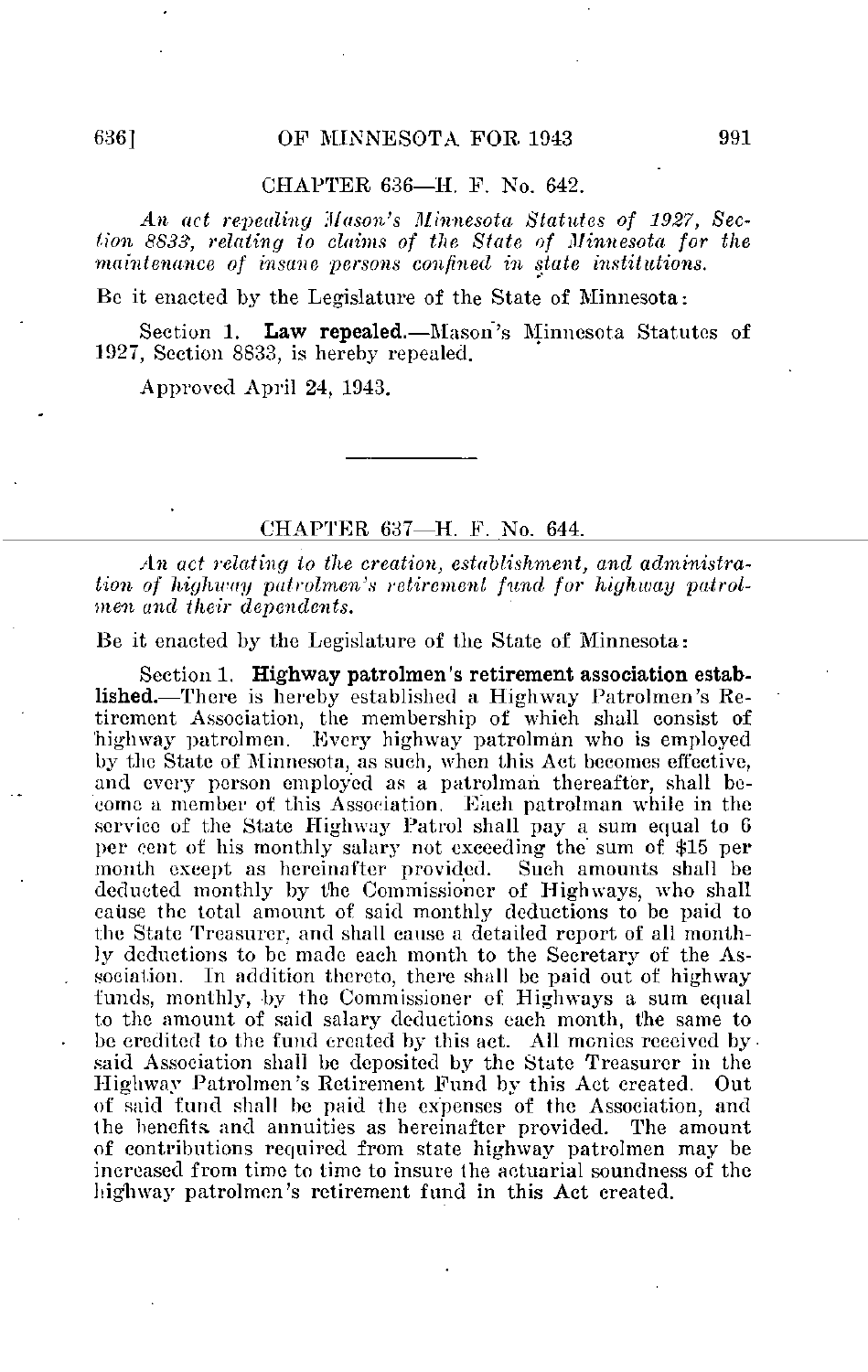## CHAPTER 636—H. F. No. 642.

*An act repealing Mason's Minnesota Statutes of 1927, Section 8833, relating to claims of the State of Minnesota for the maintenance of insane persons confined in state institutions.*

Be it enacted by the Legislature of the State of Minnesota:

Section 1. **Law repealed.**—Mason's Minnesota Statutes of 1927, Section 8833, is hereby repealed.

Approved April 24, 1943.

---

## CHAPTER 637—H. F. No. 644.

*An act relating to the creation, establishment, and administration of highway patrolmen's retirement fund for highway patrolmen and their dependents.*

Be it enacted by the Legislature of the State of Minnesota:

Section 1. **Highway patrolmen's retirement association established.**—There is hereby established a Highway Patrolmen's Retirement Association, the membership of which shall consist of highway patrolmen. Every highway patrolman who is employed by the State of Minnesota, as such, when this Act becomes effective, and every person employed as a patrolman thereafter, shall become a member of this Association. Each patrolman while in the service of the State Highway Patrol shall pay a sum equal to 6 per cent of his monthly salary not exceeding the sum of $15 per month except as hereinafter provided. Such amounts shall be deducted monthly by the Commissioner of Highways, who shall cause the total amount of said monthly deductions to be paid to the State Treasurer, and shall cause a detailed report of all monthly deductions to be made each month to the Secretary of the Association. In addition thereto, there shall be paid out of highway funds, monthly, by the Commissioner of Highways a sum equal to the amount of said salary deductions each month, the same to be credited to the fund created by this act. All monies received by said Association shall be deposited by the State Treasurer in the Highway Patrolmen's Retirement Fund by this Act created. Out of said fund shall be paid the expenses of the Association, and the benefits and annuities as hereinafter provided. The amount of contributions required from state highway patrolmen may be increased from time to time to insure the actuarial soundness of the highway patrolmen's retirement fund in this Act created.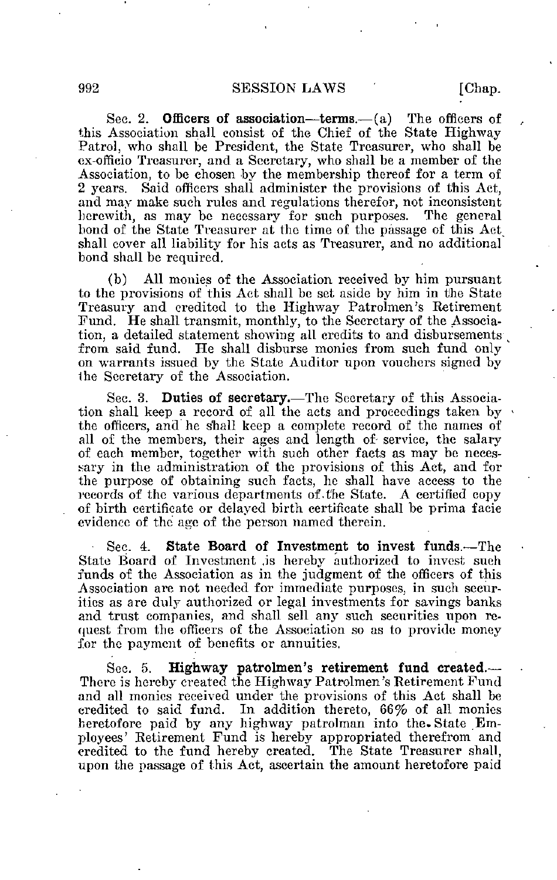Sec. 2. **Officers of association—terms.**—(a) The officers of this Association shall consist of the Chief of the State Highway Patrol, who shall be President, the State Treasurer, who shall be ex-officio Treasurer, and a Secretary, who shall be a member of the Association, to be chosen by the membership thereof for a term of 2 years. Said officers shall administer the provisions of this Act, and may make such rules and regulations therefor, not inconsistent herewith, as may be necessary for such purposes. The general bond of the State Treasurer at the time of the passage of this Act shall cover all liability for his acts as Treasurer, and no additional bond shall be required.

(b) All monies of the Association received by him pursuant to the provisions of this Act shall be set aside by him in the State Treasury and credited to the Highway Patrolmen's Retirement Fund. He shall transmit, monthly, to the Secretary of the Association, a detailed statement showing all credits to and disbursements from said fund. He shall disburse monies from such fund only on warrants issued by the State Auditor upon vouchers signed by the Secretary of the Association.

Sec. 3. **Duties of secretary.**—The Secretary of this Association shall keep a record of all the acts and proceedings taken by the officers, and he shall keep a complete record of the names of all of the members, their ages and length of service, the salary of each member, together with such other facts as may be necessary in the administration of the provisions of this Act, and for the purpose of obtaining such facts, he shall have access to the records of the various departments of the State. A certified copy of birth certificate or delayed birth certificate shall be prima facie evidence of the age of the person named therein.

Sec. 4. **State Board of Investment to invest funds.**—The State Board of Investment is hereby authorized to invest such funds of the Association as in the judgment of the officers of this Association are not needed for immediate purposes, in such securities as are duly authorized or legal investments for savings banks and trust companies, and shall sell any such securities upon request from the officers of the Association so as to provide money for the payment of benefits or annuities.

Sec. 5. **Highway patrolmen's retirement fund created.**—There is hereby created the Highway Patrolmen's Retirement Fund and all monies received under the provisions of this Act shall be credited to said fund. In addition thereto, 66% of all monies heretofore paid by any highway patrolman into the State Employees' Retirement Fund is hereby appropriated therefrom and credited to the fund hereby created. The State Treasurer shall, upon the passage of this Act, ascertain the amount heretofore paid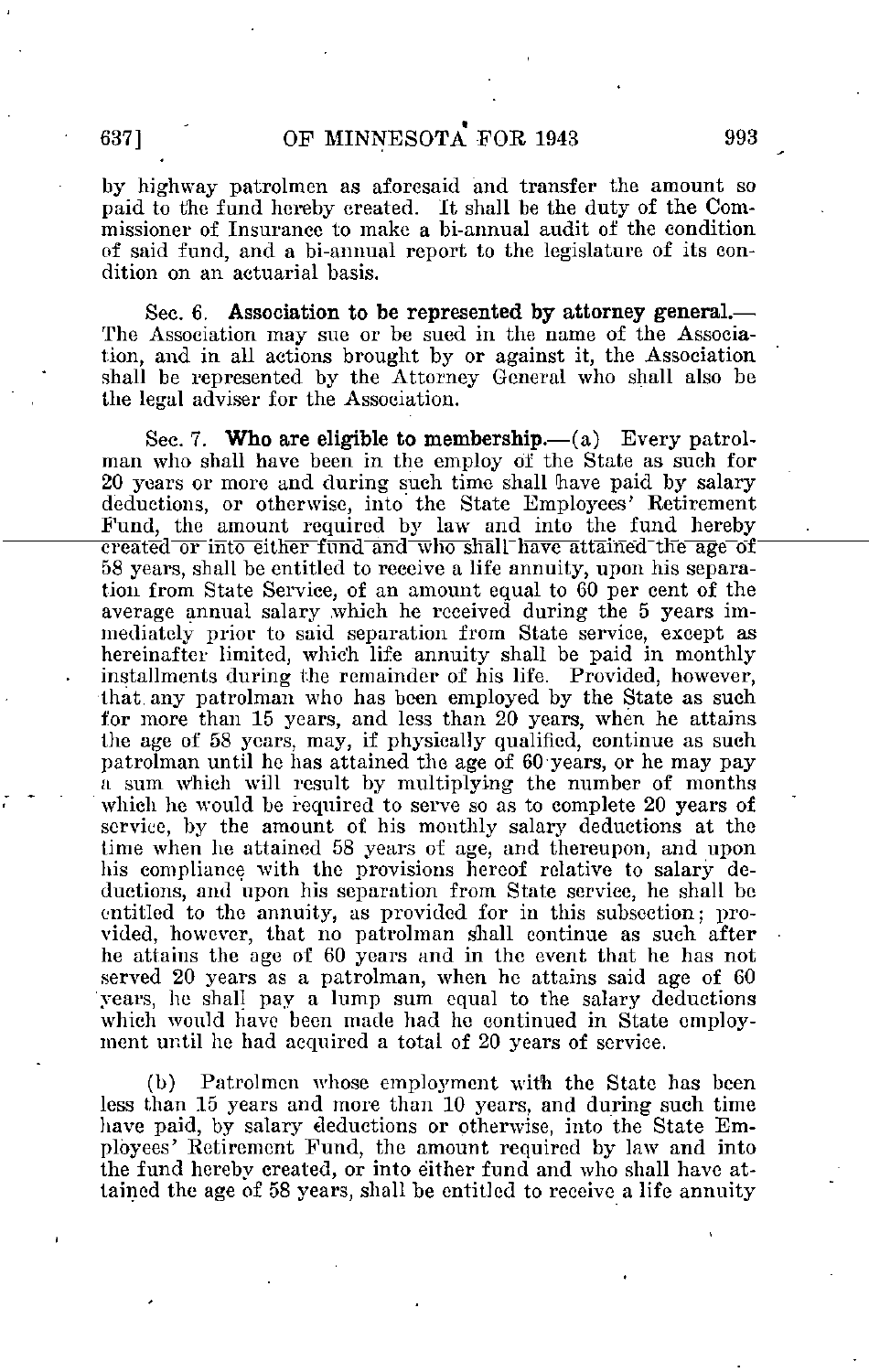by highway patrolmen as aforesaid and transfer the amount so paid to the fund hereby created. It shall be the duty of the Commissioner of Insurance to make a bi-annual audit of the condition of said fund, and a bi-annual report to the legislature of its condition on an actuarial basis.

Sec. 6. **Association to be represented by attorney general.**—The Association may sue or be sued in the name of the Association, and in all actions brought by or against it, the Association shall be represented by the Attorney General who shall also be the legal adviser for the Association.

Sec. 7. **Who are eligible to membership.**—(a) Every patrolman who shall have been in the employ of the State as such for 20 years or more and during such time shall have paid by salary deductions, or otherwise, into the State Employees' Retirement Fund, the amount required by law and into the fund hereby created or into either fund and who shall have attained the age of 58 years, shall be entitled to receive a life annuity, upon his separation from State Service, of an amount equal to 60 per cent of the average annual salary which he received during the 5 years immediately prior to said separation from State service, except as hereinafter limited, which life annuity shall be paid in monthly installments during the remainder of his life. Provided, however, that any patrolman who has been employed by the State as such for more than 15 years, and less than 20 years, when he attains the age of 58 years, may, if physically qualified, continue as such patrolman until he has attained the age of 60 years, or he may pay a sum which will result by multiplying the number of months which he would be required to serve so as to complete 20 years of service, by the amount of his monthly salary deductions at the time when he attained 58 years of age, and thereupon, and upon his compliance with the provisions hereof relative to salary deductions, and upon his separation from State service, he shall be entitled to the annuity, as provided for in this subsection; provided, however, that no patrolman shall continue as such after he attains the age of 60 years and in the event that he has not served 20 years as a patrolman, when he attains said age of 60 years, he shall pay a lump sum equal to the salary deductions which would have been made had he continued in State employment until he had acquired a total of 20 years of service.

(b) Patrolmen whose employment with the State has been less than 15 years and more than 10 years, and during such time have paid, by salary deductions or otherwise, into the State Employees' Retirement Fund, the amount required by law and into the fund hereby created, or into either fund and who shall have attained the age of 58 years, shall be entitled to receive a life annuity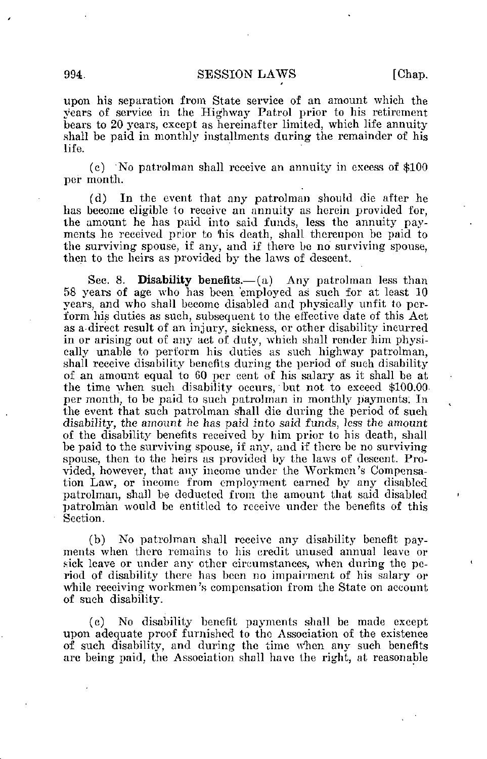upon his separation from State service of an amount which the years of service in the Highway Patrol prior to his retirement bears to 20 years, except as hereinafter limited, which life annuity shall be paid in monthly installments during the remainder of his life.

(c) No patrolman shall receive an annuity in excess of $100 per month.

(d) In the event that any patrolman should die after he has become eligible to receive an annuity as herein provided for, the amount he has paid into said funds, less the annuity payments he received prior to his death, shall thereupon be paid to the surviving spouse, if any, and if there be no surviving spouse, then to the heirs as provided by the laws of descent.

Sec. 8. **Disability benefits.**—(a) Any patrolman less than 58 years of age who has been employed as such for at least 10 years, and who shall become disabled and physically unfit to perform his duties as such, subsequent to the effective date of this Act as a direct result of an injury, sickness, or other disability incurred in or arising out of any act of duty, which shall render him physically unable to perform his duties as such highway patrolman, shall receive disability benefits during the period of such disability of an amount equal to 60 per cent of his salary as it shall be at the time when such disability occurs, but not to exceed $100.00 per month, to be paid to such patrolman in monthly payments. In the event that such patrolman shall die during the period of such *disability, the amount he has paid into said funds, less the amount* of the disability benefits received by him prior to his death, shall be paid to the surviving spouse, if any, and if there be no surviving spouse, then to the heirs as provided by the laws of descent. Provided, however, that any income under the Workmen's Compensation Law, or income from employment earned by any disabled patrolman, shall be deducted from the amount that said disabled patrolman would be entitled to receive under the benefits of this Section.

(b) No patrolman shall receive any disability benefit payments when there remains to his credit unused annual leave or sick leave or under any other circumstances, when during the period of disability there has been no impairment of his salary or while receiving workmen's compensation from the State on account of such disability.

(c) No disability benefit payments shall be made except upon adequate proof furnished to the Association of the existence of such disability, and during the time when any such benefits are being paid, the Association shall have the right, at reasonable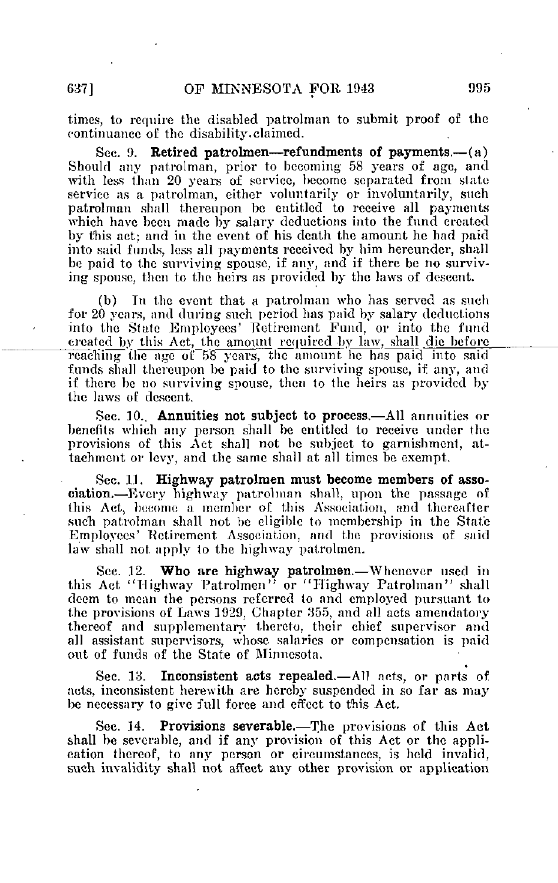times, to require the disabled patrolman to submit proof of the continuance of the disability claimed.

Sec. 9. **Retired patrolmen—refundments of payments.**—(a) Should any patrolman, prior to becoming 58 years of age, and with less than 20 years of service, become separated from state service as a patrolman, either voluntarily or involuntarily, such patrolman shall thereupon be entitled to receive all payments which have been made by salary deductions into the fund created by this act; and in the event of his death the amount he had paid into said funds, less all payments received by him hereunder, shall be paid to the surviving spouse, if any, and if there be no surviving spouse, then to the heirs as provided by the laws of descent.

(b) In the event that a patrolman who has served as such for 20 years, and during such period has paid by salary deductions into the State Employees' Retirement Fund, or into the fund created by this Act, the amount required by law, shall die before reaching the age of 58 years, the amount he has paid into said funds shall thereupon be paid to the surviving spouse, if any, and if there be no surviving spouse, then to the heirs as provided by the laws of descent.

Sec. 10. **Annuities not subject to process.**—All annuities or benefits which any person shall be entitled to receive under the provisions of this Act shall not be subject to garnishment, attachment or levy, and the same shall at all times be exempt.

Sec. 11. **Highway patrolmen must become members of association.**—Every highway patrolman shall, upon the passage of this Act, become a member of this Association, and thereafter such patrolman shall not be eligible to membership in the State Employees' Retirement Association, and the provisions of said law shall not apply to the highway patrolmen.

Sec. 12. **Who are highway patrolmen.**—Whenever used in this Act "Highway Patrolmen" or "Highway Patrolman" shall deem to mean the persons referred to and employed pursuant to the provisions of Laws 1929, Chapter 355, and all acts amendatory thereof and supplementary thereto, their chief supervisor and all assistant supervisors, whose salaries or compensation is paid out of funds of the State of Minnesota.

Sec. 13. **Inconsistent acts repealed.**—All acts, or parts of acts, inconsistent herewith are hereby suspended in so far as may be necessary to give full force and effect to this Act.

Sec. 14. **Provisions severable.**—The provisions of this Act shall be severable, and if any provision of this Act or the application thereof, to any person or circumstances, is held invalid, such invalidity shall not affect any other provision or application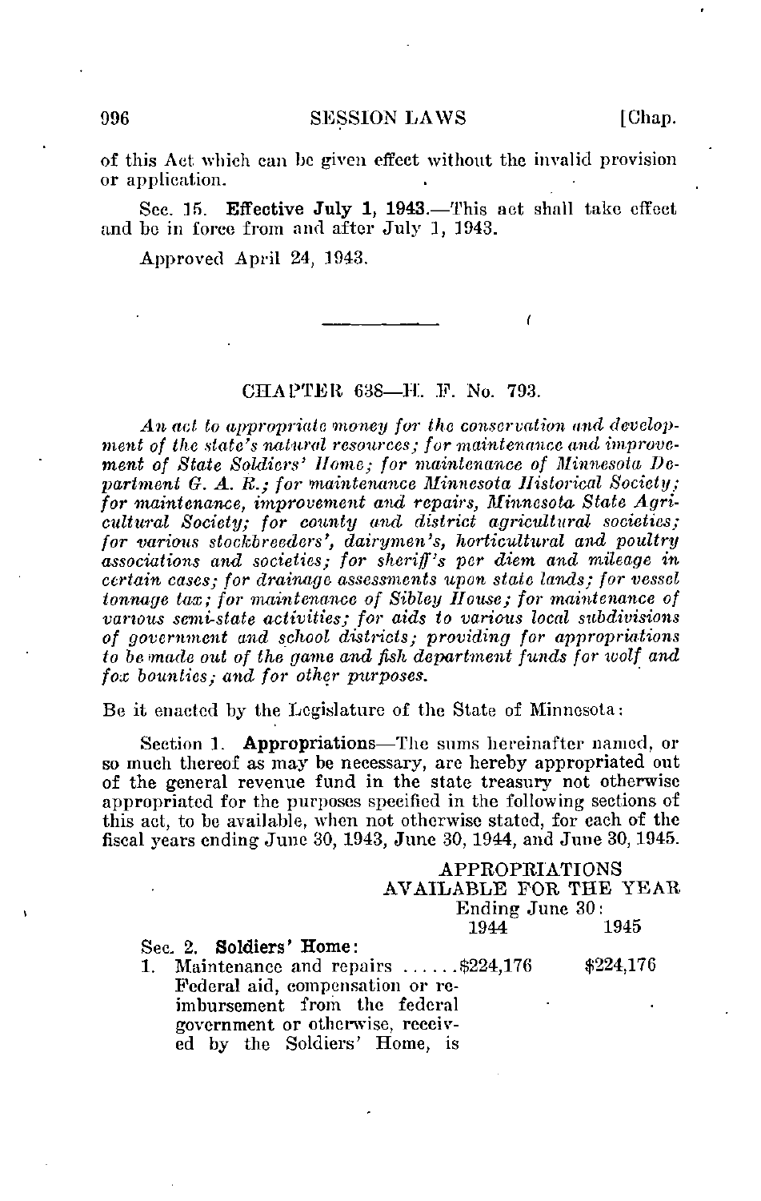of this Act which can be given effect without the invalid provision or application.

Sec. 15. **Effective July 1, 1943.**—This act shall take effect and be in force from and after July 1, 1943.

Approved April 24, 1943.

---

## CHAPTER 638—H. F. No. 793.

*An act to appropriate money for the conservation and development of the state's natural resources; for maintenance and improvement of State Soldiers' Home; for maintenance of Minnesota Department G. A. R.; for maintenance Minnesota Historical Society; for maintenance, improvement and repairs, Minnesota State Agricultural Society; for county and district agricultural societies; for various stockbreeders', dairymen's, horticultural and poultry associations and societies; for sheriff's per diem and mileage in certain cases; for drainage assessments upon state lands; for vessel tonnage tax; for maintenance of Sibley House; for maintenance of various semi-state activities; for aids to various local subdivisions of government and school districts; providing for appropriations to be made out of the game and fish department funds for wolf and fox bounties; and for other purposes.*

Be it enacted by the Legislature of the State of Minnesota:

Section 1. **Appropriations**—The sums hereinafter named, or so much thereof as may be necessary, are hereby appropriated out of the general revenue fund in the state treasury not otherwise appropriated for the purposes specified in the following sections of this act, to be available, when not otherwise stated, for each of the fiscal years ending June 30, 1943, June 30, 1944, and June 30, 1945.

| | APPROPRIATIONS AVAILABLE FOR THE YEAR Ending June 30: 1944 | 1945 |
|---|---|---|
| Sec. 2. **Soldiers' Home:** | | |
| 1. Maintenance and repairs ...... | $224,176 | $224,176 |
| Federal aid, compensation or reimbursement from the federal government or otherwise, received by the Soldiers' Home, is | | |